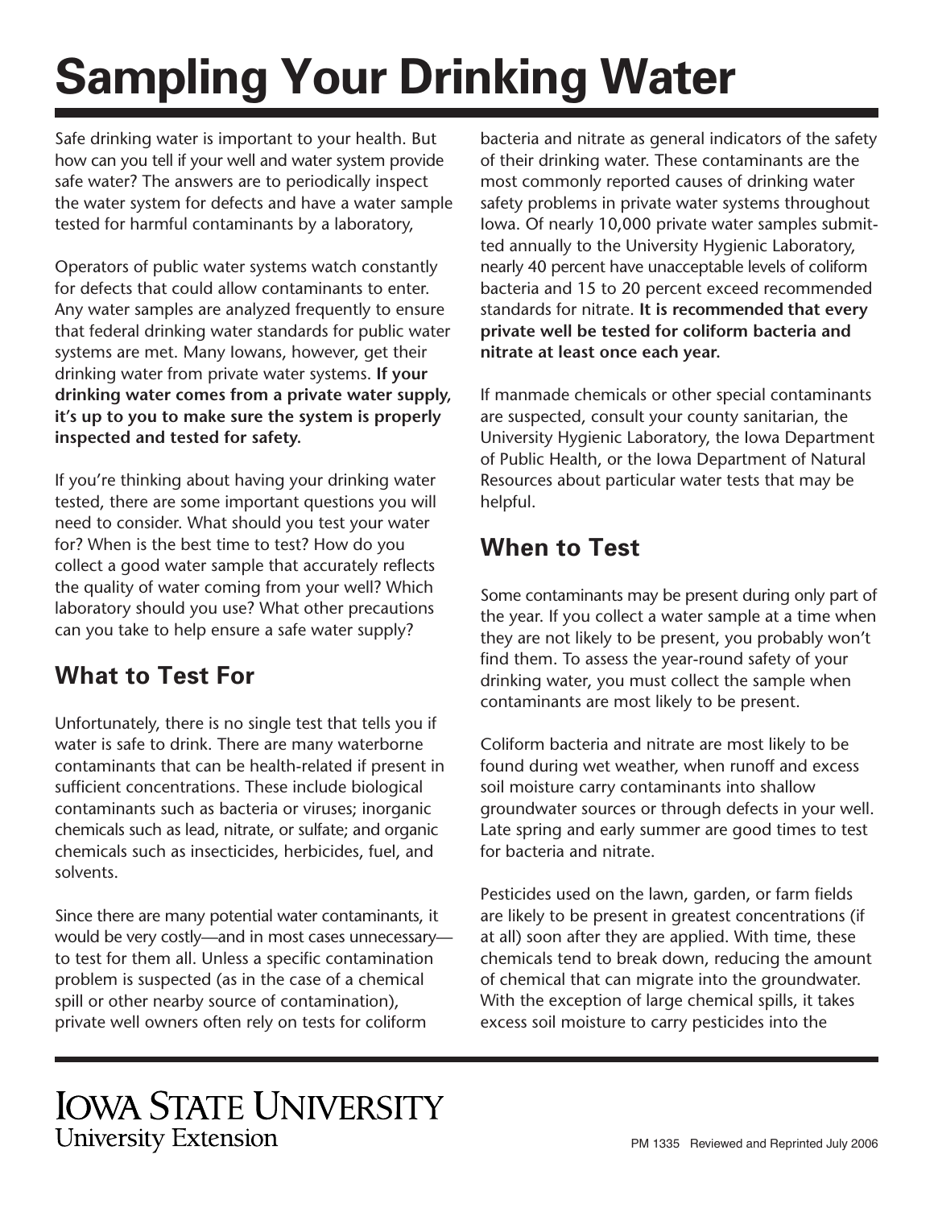# Sampling Your Drinking Water

Safe drinking water is important to your health. But how can you tell if your well and water system provide safe water? The answers are to periodically inspect the water system for defects and have a water sample tested for harmful contaminants by a laboratory,

Operators of public water systems watch constantly for defects that could allow contaminants to enter. Any water samples are analyzed frequently to ensure that federal drinking water standards for public water systems are met. Many Iowans, however, get their drinking water from private water systems. **If your drinking water comes from a private water supply, it's up to you to make sure the system is properly inspected and tested for safety.**

If you're thinking about having your drinking water tested, there are some important questions you will need to consider. What should you test your water for? When is the best time to test? How do you collect a good water sample that accurately reflects the quality of water coming from your well? Which laboratory should you use? What other precautions can you take to help ensure a safe water supply?

## What to Test For

Unfortunately, there is no single test that tells you if water is safe to drink. There are many waterborne contaminants that can be health-related if present in sufficient concentrations. These include biological contaminants such as bacteria or viruses; inorganic chemicals such as lead, nitrate, or sulfate; and organic chemicals such as insecticides, herbicides, fuel, and solvents.

Since there are many potential water contaminants, it would be very costly—and in most cases unnecessary—to test for them all. Unless a specific contamination problem is suspected (as in the case of a chemical spill or other nearby source of contamination), private well owners often rely on tests for coliform bacteria and nitrate as general indicators of the safety of their drinking water. These contaminants are the most commonly reported causes of drinking water safety problems in private water systems throughout Iowa. Of nearly 10,000 private water samples submitted annually to the University Hygienic Laboratory, nearly 40 percent have unacceptable levels of coliform bacteria and 15 to 20 percent exceed recommended standards for nitrate. **It is recommended that every private well be tested for coliform bacteria and nitrate at least once each year.**

If manmade chemicals or other special contaminants are suspected, consult your county sanitarian, the University Hygienic Laboratory, the Iowa Department of Public Health, or the Iowa Department of Natural Resources about particular water tests that may be helpful.

## When to Test

Some contaminants may be present during only part of the year. If you collect a water sample at a time when they are not likely to be present, you probably won't find them. To assess the year-round safety of your drinking water, you must collect the sample when contaminants are most likely to be present.

Coliform bacteria and nitrate are most likely to be found during wet weather, when runoff and excess soil moisture carry contaminants into shallow groundwater sources or through defects in your well. Late spring and early summer are good times to test for bacteria and nitrate.

Pesticides used on the lawn, garden, or farm fields are likely to be present in greatest concentrations (if at all) soon after they are applied. With time, these chemicals tend to break down, reducing the amount of chemical that can migrate into the groundwater. With the exception of large chemical spills, it takes excess soil moisture to carry pesticides into the

IOWA STATE UNIVERSITY
University Extension

PM 1335 Reviewed and Reprinted July 2006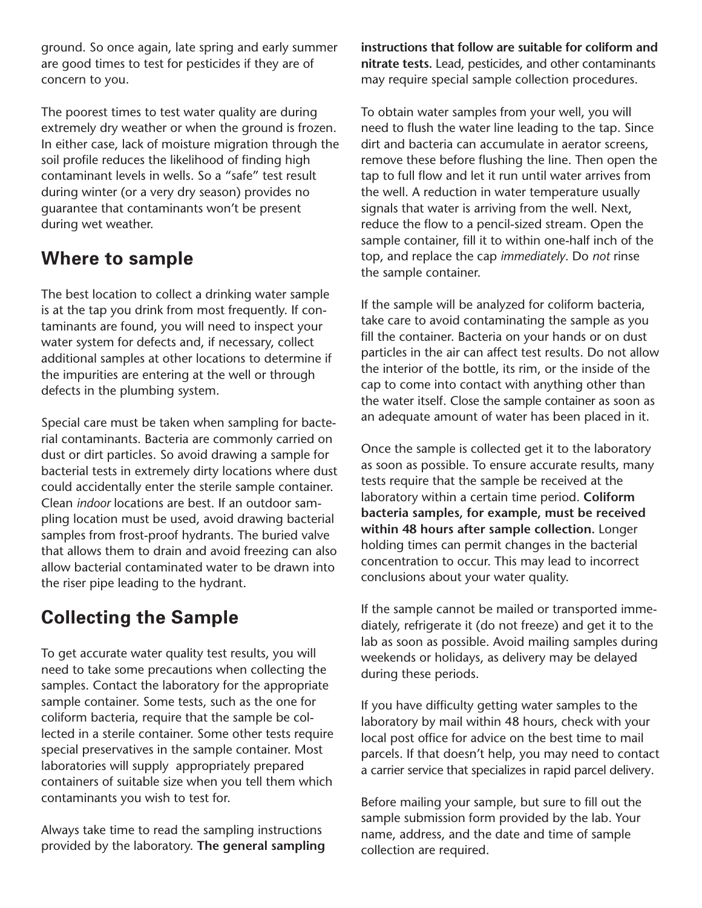ground. So once again, late spring and early summer are good times to test for pesticides if they are of concern to you.

The poorest times to test water quality are during extremely dry weather or when the ground is frozen. In either case, lack of moisture migration through the soil profile reduces the likelihood of finding high contaminant levels in wells. So a "safe" test result during winter (or a very dry season) provides no guarantee that contaminants won't be present during wet weather.

## Where to sample

The best location to collect a drinking water sample is at the tap you drink from most frequently. If contaminants are found, you will need to inspect your water system for defects and, if necessary, collect additional samples at other locations to determine if the impurities are entering at the well or through defects in the plumbing system.

Special care must be taken when sampling for bacterial contaminants. Bacteria are commonly carried on dust or dirt particles. So avoid drawing a sample for bacterial tests in extremely dirty locations where dust could accidentally enter the sterile sample container. Clean *indoor* locations are best. If an outdoor sampling location must be used, avoid drawing bacterial samples from frost-proof hydrants. The buried valve that allows them to drain and avoid freezing can also allow bacterial contaminated water to be drawn into the riser pipe leading to the hydrant.

## Collecting the Sample

To get accurate water quality test results, you will need to take some precautions when collecting the samples. Contact the laboratory for the appropriate sample container. Some tests, such as the one for coliform bacteria, require that the sample be collected in a sterile container. Some other tests require special preservatives in the sample container. Most laboratories will supply appropriately prepared containers of suitable size when you tell them which contaminants you wish to test for.

Always take time to read the sampling instructions provided by the laboratory. **The general sampling instructions that follow are suitable for coliform and nitrate tests.** Lead, pesticides, and other contaminants may require special sample collection procedures.

To obtain water samples from your well, you will need to flush the water line leading to the tap. Since dirt and bacteria can accumulate in aerator screens, remove these before flushing the line. Then open the tap to full flow and let it run until water arrives from the well. A reduction in water temperature usually signals that water is arriving from the well. Next, reduce the flow to a pencil-sized stream. Open the sample container, fill it to within one-half inch of the top, and replace the cap *immediately*. Do *not* rinse the sample container.

If the sample will be analyzed for coliform bacteria, take care to avoid contaminating the sample as you fill the container. Bacteria on your hands or on dust particles in the air can affect test results. Do not allow the interior of the bottle, its rim, or the inside of the cap to come into contact with anything other than the water itself. Close the sample container as soon as an adequate amount of water has been placed in it.

Once the sample is collected get it to the laboratory as soon as possible. To ensure accurate results, many tests require that the sample be received at the laboratory within a certain time period. **Coliform bacteria samples, for example, must be received within 48 hours after sample collection.** Longer holding times can permit changes in the bacterial concentration to occur. This may lead to incorrect conclusions about your water quality.

If the sample cannot be mailed or transported immediately, refrigerate it (do not freeze) and get it to the lab as soon as possible. Avoid mailing samples during weekends or holidays, as delivery may be delayed during these periods.

If you have difficulty getting water samples to the laboratory by mail within 48 hours, check with your local post office for advice on the best time to mail parcels. If that doesn't help, you may need to contact a carrier service that specializes in rapid parcel delivery.

Before mailing your sample, but sure to fill out the sample submission form provided by the lab. Your name, address, and the date and time of sample collection are required.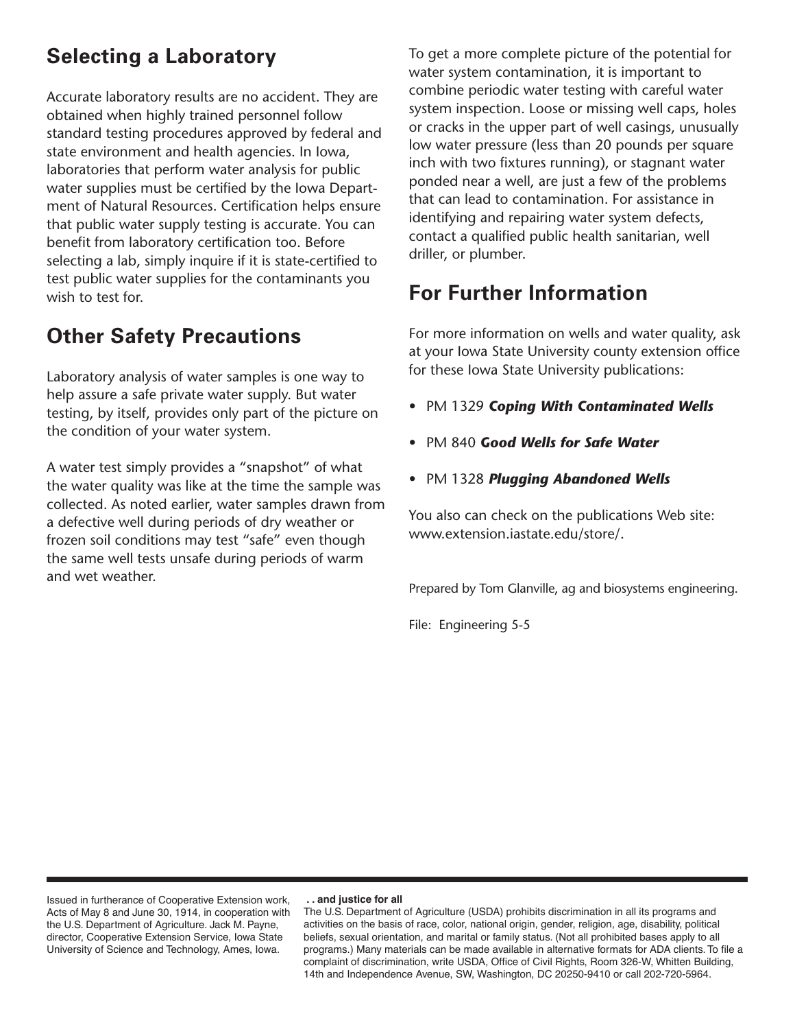## Selecting a Laboratory

Accurate laboratory results are no accident. They are obtained when highly trained personnel follow standard testing procedures approved by federal and state environment and health agencies. In Iowa, laboratories that perform water analysis for public water supplies must be certified by the Iowa Department of Natural Resources. Certification helps ensure that public water supply testing is accurate. You can benefit from laboratory certification too. Before selecting a lab, simply inquire if it is state-certified to test public water supplies for the contaminants you wish to test for.

## Other Safety Precautions

Laboratory analysis of water samples is one way to help assure a safe private water supply. But water testing, by itself, provides only part of the picture on the condition of your water system.

A water test simply provides a "snapshot" of what the water quality was like at the time the sample was collected. As noted earlier, water samples drawn from a defective well during periods of dry weather or frozen soil conditions may test "safe" even though the same well tests unsafe during periods of warm and wet weather.

To get a more complete picture of the potential for water system contamination, it is important to combine periodic water testing with careful water system inspection. Loose or missing well caps, holes or cracks in the upper part of well casings, unusually low water pressure (less than 20 pounds per square inch with two fixtures running), or stagnant water ponded near a well, are just a few of the problems that can lead to contamination. For assistance in identifying and repairing water system defects, contact a qualified public health sanitarian, well driller, or plumber.

## For Further Information

For more information on wells and water quality, ask at your Iowa State University county extension office for these Iowa State University publications:

- PM 1329 ***Coping With Contaminated Wells***
- PM 840 ***Good Wells for Safe Water***
- PM 1328 ***Plugging Abandoned Wells***

You also can check on the publications Web site: www.extension.iastate.edu/store/.

Prepared by Tom Glanville, ag and biosystems engineering.

File: Engineering 5-5

---

Issued in furtherance of Cooperative Extension work, Acts of May 8 and June 30, 1914, in cooperation with the U.S. Department of Agriculture. Jack M. Payne, director, Cooperative Extension Service, Iowa State University of Science and Technology, Ames, Iowa.

**. . and justice for all**
The U.S. Department of Agriculture (USDA) prohibits discrimination in all its programs and activities on the basis of race, color, national origin, gender, religion, age, disability, political beliefs, sexual orientation, and marital or family status. (Not all prohibited bases apply to all programs.) Many materials can be made available in alternative formats for ADA clients. To file a complaint of discrimination, write USDA, Office of Civil Rights, Room 326-W, Whitten Building, 14th and Independence Avenue, SW, Washington, DC 20250-9410 or call 202-720-5964.